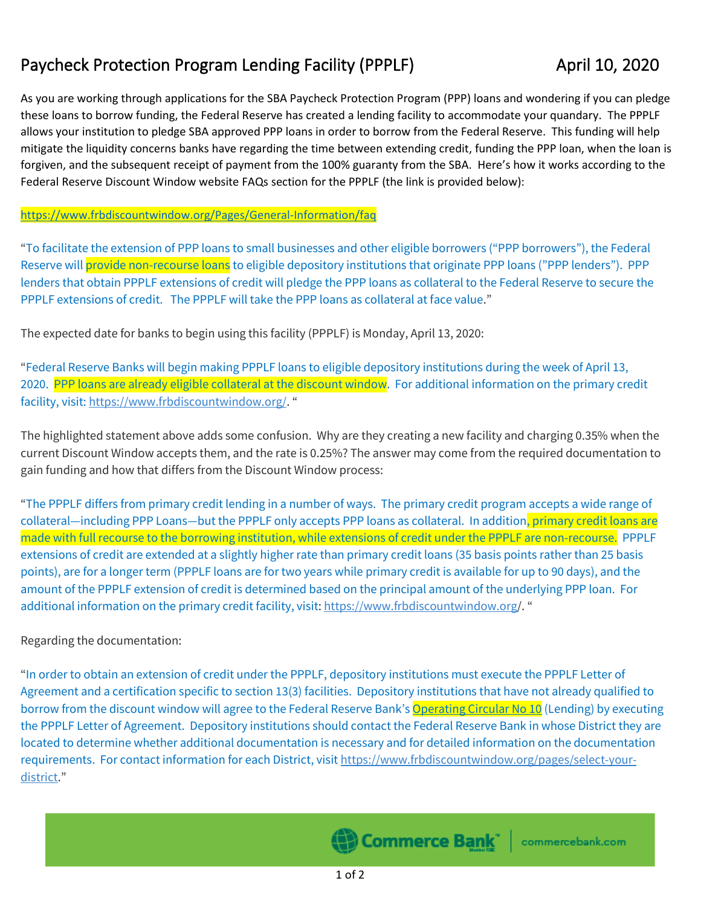# Paycheck Protection Program Lending Facility (PPPLF) April 10, 2020

As you are working through applications for the SBA Paycheck Protection Program (PPP) loans and wondering if you can pledge these loans to borrow funding, the Federal Reserve has created a lending facility to accommodate your quandary. The PPPLF allows your institution to pledge SBA approved PPP loans in order to borrow from the Federal Reserve. This funding will help mitigate the liquidity concerns banks have regarding the time between extending credit, funding the PPP loan, when the loan is forgiven, and the subsequent receipt of payment from the 100% guaranty from the SBA. Here's how it works according to the Federal Reserve Discount Window website FAQs section for the PPPLF (the link is provided below):

https://www.frbdiscountwindow.org/Pages/General-Information/faq

"To facilitate the extension of PPP loans to small businesses and other eligible borrowers ("PPP borrowers"), the Federal Reserve will provide non-recourse loans to eligible depository institutions that originate PPP loans ("PPP lenders"). PPP lenders that obtain PPPLF extensions of credit will pledge the PPP loans as collateral to the Federal Reserve to secure the PPPLF extensions of credit. The PPPLF will take the PPP loans as collateral at face value."

The expected date for banks to begin using this facility (PPPLF) is Monday, April 13, 2020:

"Federal Reserve Banks will begin making PPPLF loans to eligible depository institutions during the week of April 13, 2020. PPP loans are already eligible collateral at the discount window. For additional information on the primary credit facility, visit: https://www.frbdiscountwindow.org/. "

The highlighted statement above adds some confusion. Why are they creating a new facility and charging 0.35% when the current Discount Window accepts them, and the rate is 0.25%? The answer may come from the required documentation to gain funding and how that differs from the Discount Window process:

"The PPPLF differs from primary credit lending in a number of ways. The primary credit program accepts a wide range of collateral—including PPP Loans—but the PPPLF only accepts PPP loans as collateral. In addition, primary credit loans are made with full recourse to the borrowing institution, while extensions of credit under the PPPLF are non-recourse. PPPLF extensions of credit are extended at a slightly higher rate than primary credit loans (35 basis points rather than 25 basis points), are for a longer term (PPPLF loans are for two years while primary credit is available for up to 90 days), and the amount of the PPPLF extension of credit is determined based on the principal amount of the underlying PPP loan. For additional information on the primary credit facility, visit: https://www.frbdiscountwindow.org/. "

Regarding the documentation:

"In order to obtain an extension of credit under the PPPLF, depository institutions must execute the PPPLF Letter of Agreement and a certification specific to section 13(3) facilities. Depository institutions that have not already qualified to borrow from the discount window will agree to the Federal Reserve Bank's Operating Circular No 10 (Lending) by executing the PPPLF Letter of Agreement. Depository institutions should contact the Federal Reserve Bank in whose District they are located to determine whether additional documentation is necessary and for detailed information on the documentation requirements. For contact information for each District, visit https://www.frbdiscountwindow.org/pages/select-your-district."

Commerce Bank | commercebank.com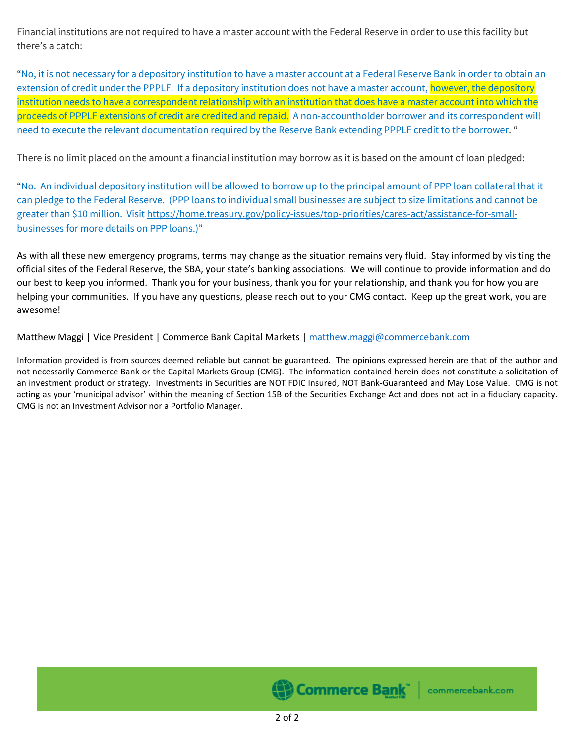Financial institutions are not required to have a master account with the Federal Reserve in order to use this facility but there's a catch:

"No, it is not necessary for a depository institution to have a master account at a Federal Reserve Bank in order to obtain an extension of credit under the PPPLF. If a depository institution does not have a master account, however, the depository institution needs to have a correspondent relationship with an institution that does have a master account into which the proceeds of PPPLF extensions of credit are credited and repaid. A non-accountholder borrower and its correspondent will need to execute the relevant documentation required by the Reserve Bank extending PPPLF credit to the borrower. "

There is no limit placed on the amount a financial institution may borrow as it is based on the amount of loan pledged:

"No. An individual depository institution will be allowed to borrow up to the principal amount of PPP loan collateral that it can pledge to the Federal Reserve. (PPP loans to individual small businesses are subject to size limitations and cannot be greater than $10 million. Visit https://home.treasury.gov/policy-issues/top-priorities/cares-act/assistance-for-small-businesses for more details on PPP loans.)"

As with all these new emergency programs, terms may change as the situation remains very fluid. Stay informed by visiting the official sites of the Federal Reserve, the SBA, your state's banking associations. We will continue to provide information and do our best to keep you informed. Thank you for your business, thank you for your relationship, and thank you for how you are helping your communities. If you have any questions, please reach out to your CMG contact. Keep up the great work, you are awesome!

Matthew Maggi | Vice President | Commerce Bank Capital Markets | matthew.maggi@commercebank.com

Information provided is from sources deemed reliable but cannot be guaranteed. The opinions expressed herein are that of the author and not necessarily Commerce Bank or the Capital Markets Group (CMG). The information contained herein does not constitute a solicitation of an investment product or strategy. Investments in Securities are NOT FDIC Insured, NOT Bank-Guaranteed and May Lose Value. CMG is not acting as your 'municipal advisor' within the meaning of Section 15B of the Securities Exchange Act and does not act in a fiduciary capacity. CMG is not an Investment Advisor nor a Portfolio Manager.

Commerce Bank | commercebank.com